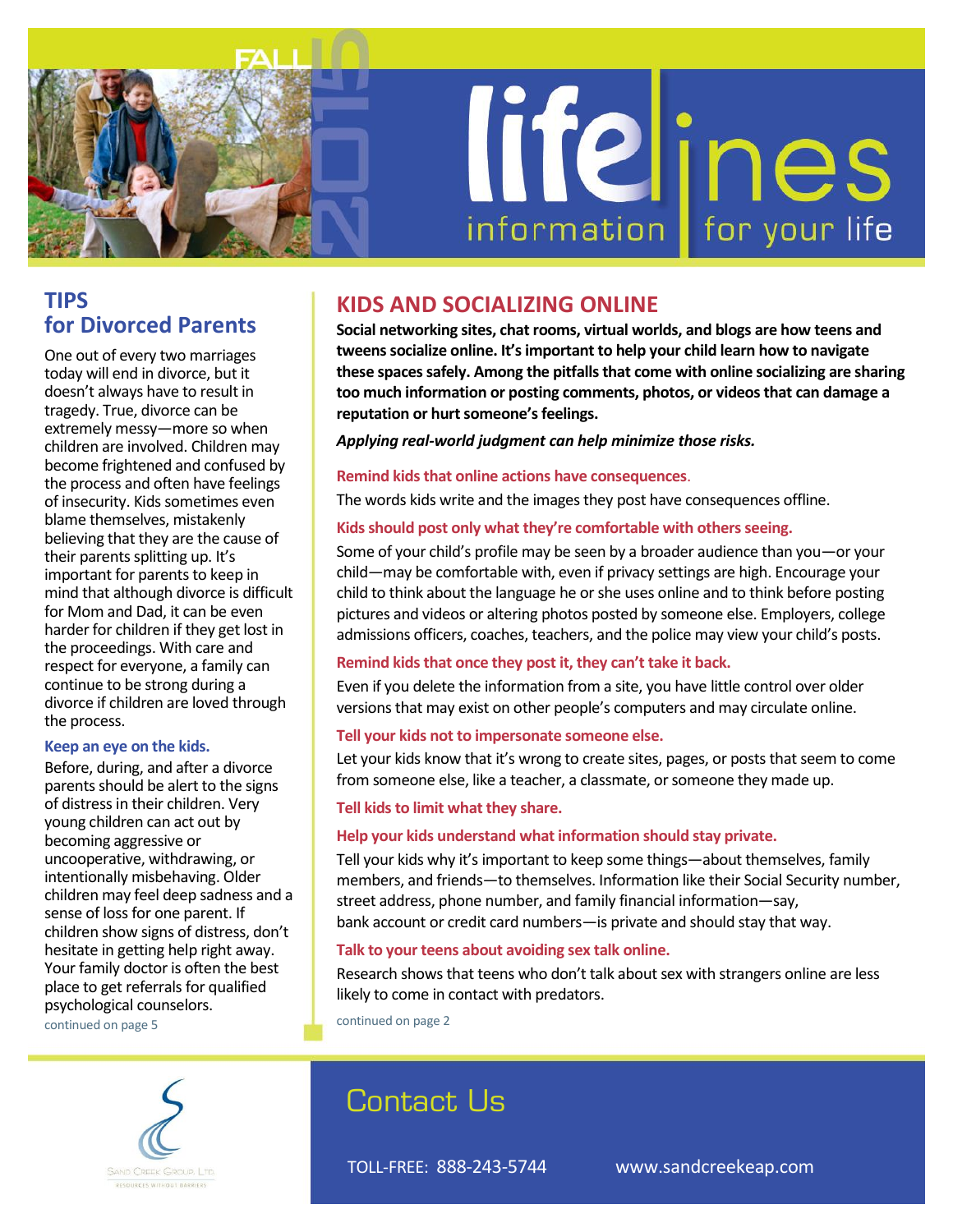FALL 2015

# lifelines

information for your life

## TIPS for Divorced Parents

One out of every two marriages today will end in divorce, but it doesn't always have to result in tragedy. True, divorce can be extremely messy—more so when children are involved. Children may become frightened and confused by the process and often have feelings of insecurity. Kids sometimes even blame themselves, mistakenly believing that they are the cause of their parents splitting up. It's important for parents to keep in mind that although divorce is difficult for Mom and Dad, it can be even harder for children if they get lost in the proceedings. With care and respect for everyone, a family can continue to be strong during a divorce if children are loved through the process.

### Keep an eye on the kids.

Before, during, and after a divorce parents should be alert to the signs of distress in their children. Very young children can act out by becoming aggressive or uncooperative, withdrawing, or intentionally misbehaving. Older children may feel deep sadness and a sense of loss for one parent. If children show signs of distress, don't hesitate in getting help right away. Your family doctor is often the best place to get referrals for qualified psychological counselors.

continued on page 5

## KIDS AND SOCIALIZING ONLINE

**Social networking sites, chat rooms, virtual worlds, and blogs are how teens and tweens socialize online. It's important to help your child learn how to navigate these spaces safely. Among the pitfalls that come with online socializing are sharing too much information or posting comments, photos, or videos that can damage a reputation or hurt someone's feelings.**

***Applying real-world judgment can help minimize those risks.***

### Remind kids that online actions have consequences.

The words kids write and the images they post have consequences offline.

### Kids should post only what they're comfortable with others seeing.

Some of your child's profile may be seen by a broader audience than you—or your child—may be comfortable with, even if privacy settings are high. Encourage your child to think about the language he or she uses online and to think before posting pictures and videos or altering photos posted by someone else. Employers, college admissions officers, coaches, teachers, and the police may view your child's posts.

### Remind kids that once they post it, they can't take it back.

Even if you delete the information from a site, you have little control over older versions that may exist on other people's computers and may circulate online.

### Tell your kids not to impersonate someone else.

Let your kids know that it's wrong to create sites, pages, or posts that seem to come from someone else, like a teacher, a classmate, or someone they made up.

### Tell kids to limit what they share.

### Help your kids understand what information should stay private.

Tell your kids why it's important to keep some things—about themselves, family members, and friends—to themselves. Information like their Social Security number, street address, phone number, and family financial information—say, bank account or credit card numbers—is private and should stay that way.

### Talk to your teens about avoiding sex talk online.

Research shows that teens who don't talk about sex with strangers online are less likely to come in contact with predators.

continued on page 2

Sand Creek Group, Ltd.
RESOURCES WITHOUT BARRIERS

## Contact Us

TOLL-FREE: 888-243-5744 www.sandcreekeap.com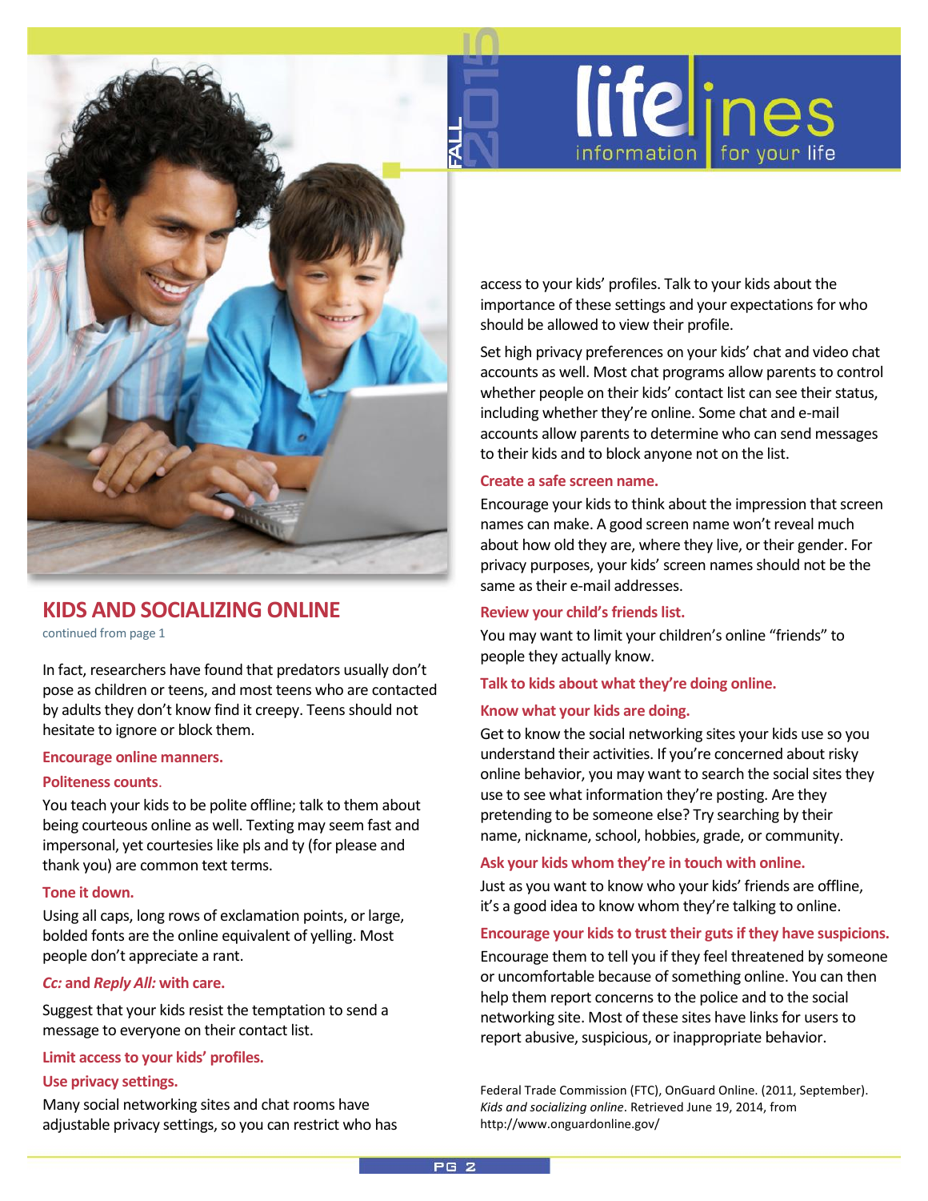## KIDS AND SOCIALIZING ONLINE

continued from page 1

In fact, researchers have found that predators usually don't pose as children or teens, and most teens who are contacted by adults they don't know find it creepy. Teens should not hesitate to ignore or block them.

**Encourage online manners.**

**Politeness counts.**

You teach your kids to be polite offline; talk to them about being courteous online as well. Texting may seem fast and impersonal, yet courtesies like pls and ty (for please and thank you) are common text terms.

**Tone it down.**

Using all caps, long rows of exclamation points, or large, bolded fonts are the online equivalent of yelling. Most people don't appreciate a rant.

***Cc:* and *Reply All:* with care.**

Suggest that your kids resist the temptation to send a message to everyone on their contact list.

**Limit access to your kids' profiles.**

**Use privacy settings.**

Many social networking sites and chat rooms have adjustable privacy settings, so you can restrict who has access to your kids' profiles. Talk to your kids about the importance of these settings and your expectations for who should be allowed to view their profile.

Set high privacy preferences on your kids' chat and video chat accounts as well. Most chat programs allow parents to control whether people on their kids' contact list can see their status, including whether they're online. Some chat and e-mail accounts allow parents to determine who can send messages to their kids and to block anyone not on the list.

**Create a safe screen name.**

Encourage your kids to think about the impression that screen names can make. A good screen name won't reveal much about how old they are, where they live, or their gender. For privacy purposes, your kids' screen names should not be the same as their e-mail addresses.

**Review your child's friends list.**

You may want to limit your children's online "friends" to people they actually know.

**Talk to kids about what they're doing online.**

**Know what your kids are doing.**

Get to know the social networking sites your kids use so you understand their activities. If you're concerned about risky online behavior, you may want to search the social sites they use to see what information they're posting. Are they pretending to be someone else? Try searching by their name, nickname, school, hobbies, grade, or community.

**Ask your kids whom they're in touch with online.**

Just as you want to know who your kids' friends are offline, it's a good idea to know whom they're talking to online.

**Encourage your kids to trust their guts if they have suspicions.**

Encourage them to tell you if they feel threatened by someone or uncomfortable because of something online. You can then help them report concerns to the police and to the social networking site. Most of these sites have links for users to report abusive, suspicious, or inappropriate behavior.

Federal Trade Commission (FTC), OnGuard Online. (2011, September). *Kids and socializing online*. Retrieved June 19, 2014, from http://www.onguardonline.gov/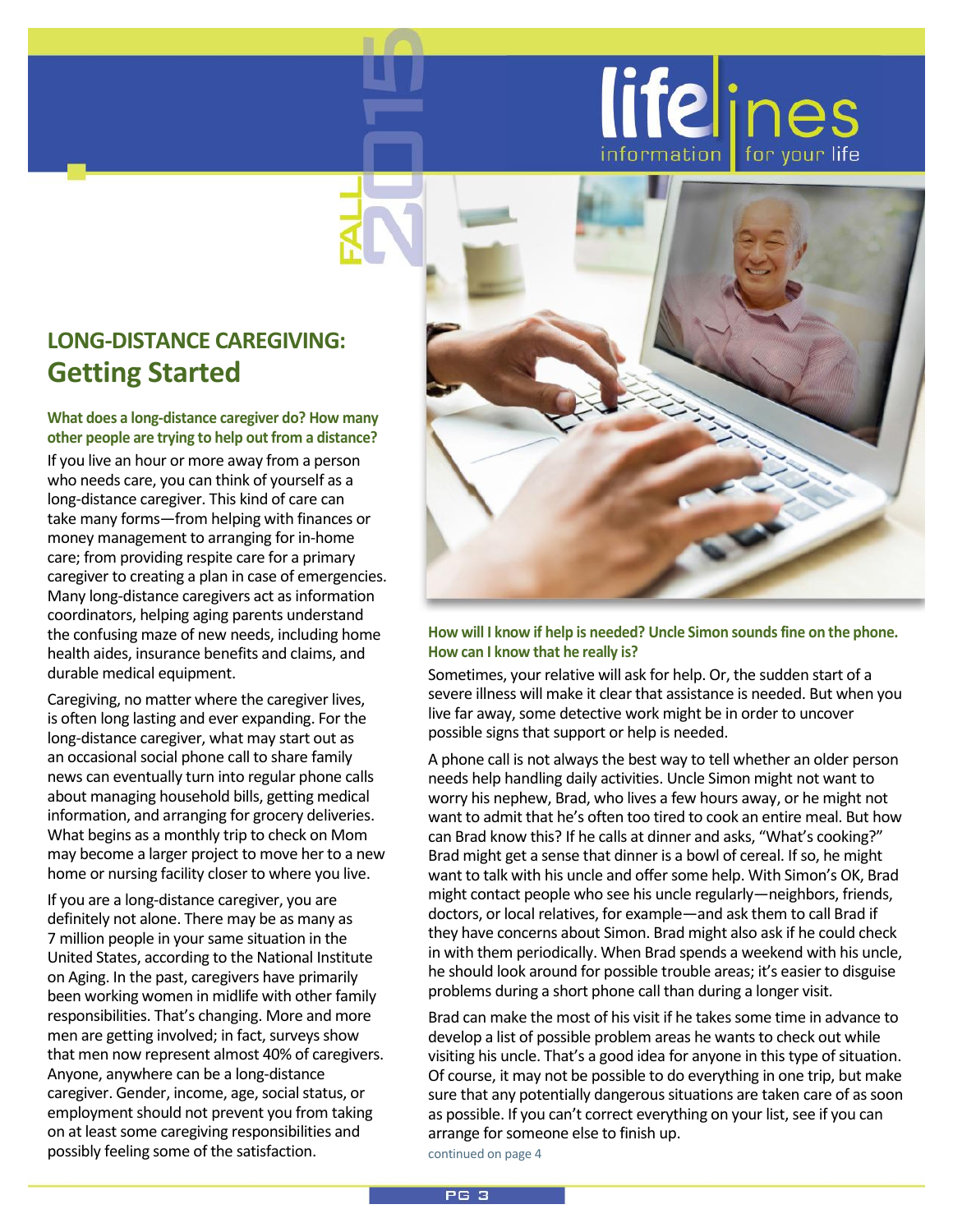# LONG-DISTANCE CAREGIVING: Getting Started

**What does a long-distance caregiver do? How many other people are trying to help out from a distance?**

If you live an hour or more away from a person who needs care, you can think of yourself as a long-distance caregiver. This kind of care can take many forms—from helping with finances or money management to arranging for in-home care; from providing respite care for a primary caregiver to creating a plan in case of emergencies. Many long-distance caregivers act as information coordinators, helping aging parents understand the confusing maze of new needs, including home health aides, insurance benefits and claims, and durable medical equipment.

Caregiving, no matter where the caregiver lives, is often long lasting and ever expanding. For the long-distance caregiver, what may start out as an occasional social phone call to share family news can eventually turn into regular phone calls about managing household bills, getting medical information, and arranging for grocery deliveries. What begins as a monthly trip to check on Mom may become a larger project to move her to a new home or nursing facility closer to where you live.

If you are a long-distance caregiver, you are definitely not alone. There may be as many as 7 million people in your same situation in the United States, according to the National Institute on Aging. In the past, caregivers have primarily been working women in midlife with other family responsibilities. That's changing. More and more men are getting involved; in fact, surveys show that men now represent almost 40% of caregivers. Anyone, anywhere can be a long-distance caregiver. Gender, income, age, social status, or employment should not prevent you from taking on at least some caregiving responsibilities and possibly feeling some of the satisfaction.

**How will I know if help is needed? Uncle Simon sounds fine on the phone. How can I know that he really is?**

Sometimes, your relative will ask for help. Or, the sudden start of a severe illness will make it clear that assistance is needed. But when you live far away, some detective work might be in order to uncover possible signs that support or help is needed.

A phone call is not always the best way to tell whether an older person needs help handling daily activities. Uncle Simon might not want to worry his nephew, Brad, who lives a few hours away, or he might not want to admit that he's often too tired to cook an entire meal. But how can Brad know this? If he calls at dinner and asks, "What's cooking?" Brad might get a sense that dinner is a bowl of cereal. If so, he might want to talk with his uncle and offer some help. With Simon's OK, Brad might contact people who see his uncle regularly—neighbors, friends, doctors, or local relatives, for example—and ask them to call Brad if they have concerns about Simon. Brad might also ask if he could check in with them periodically. When Brad spends a weekend with his uncle, he should look around for possible trouble areas; it's easier to disguise problems during a short phone call than during a longer visit.

Brad can make the most of his visit if he takes some time in advance to develop a list of possible problem areas he wants to check out while visiting his uncle. That's a good idea for anyone in this type of situation. Of course, it may not be possible to do everything in one trip, but make sure that any potentially dangerous situations are taken care of as soon as possible. If you can't correct everything on your list, see if you can arrange for someone else to finish up.

continued on page 4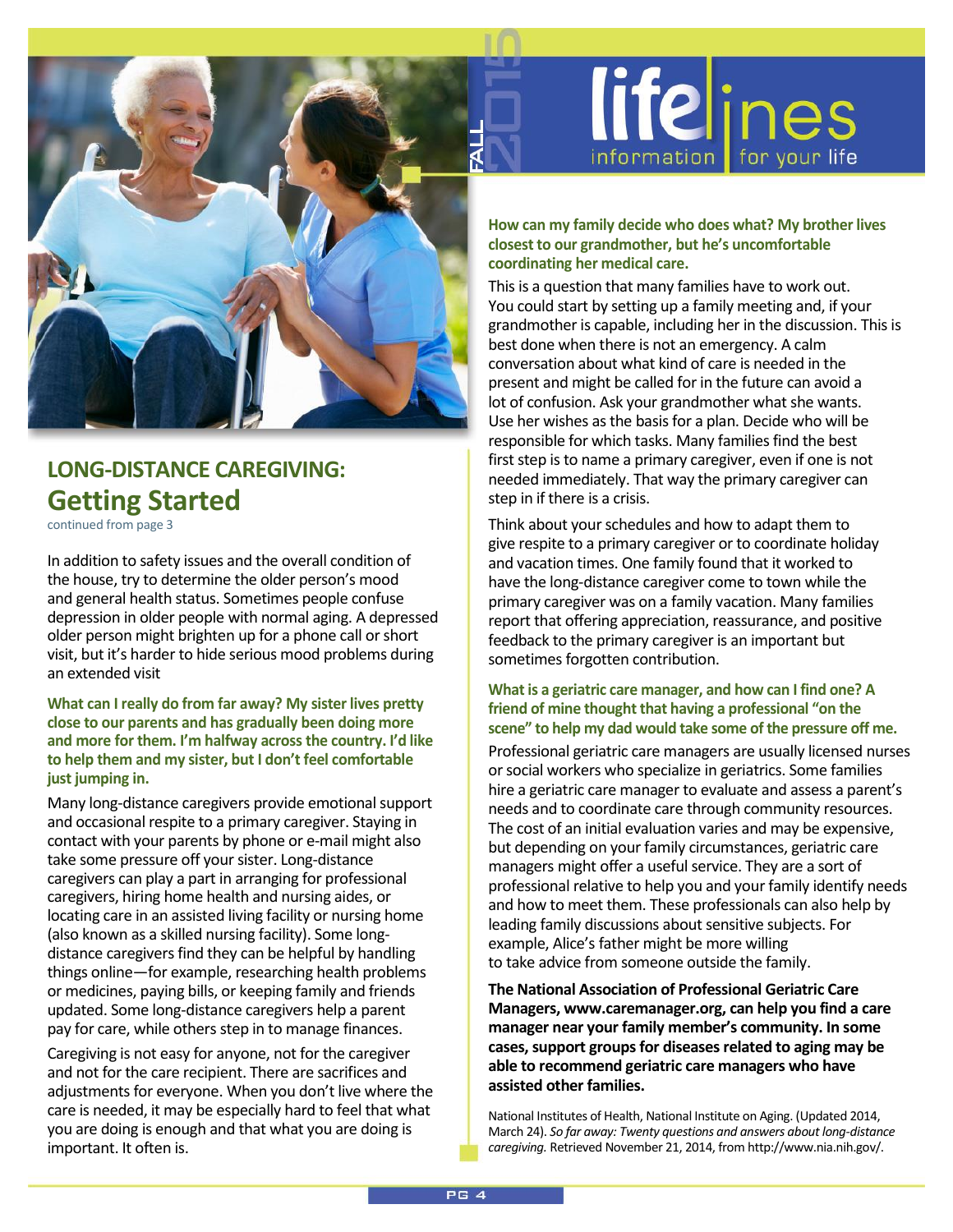# LONG-DISTANCE CAREGIVING: Getting Started

continued from page 3

In addition to safety issues and the overall condition of the house, try to determine the older person's mood and general health status. Sometimes people confuse depression in older people with normal aging. A depressed older person might brighten up for a phone call or short visit, but it's harder to hide serious mood problems during an extended visit

**What can I really do from far away? My sister lives pretty close to our parents and has gradually been doing more and more for them. I'm halfway across the country. I'd like to help them and my sister, but I don't feel comfortable just jumping in.**

Many long-distance caregivers provide emotional support and occasional respite to a primary caregiver. Staying in contact with your parents by phone or e-mail might also take some pressure off your sister. Long-distance caregivers can play a part in arranging for professional caregivers, hiring home health and nursing aides, or locating care in an assisted living facility or nursing home (also known as a skilled nursing facility). Some long-distance caregivers find they can be helpful by handling things online—for example, researching health problems or medicines, paying bills, or keeping family and friends updated. Some long-distance caregivers help a parent pay for care, while others step in to manage finances.

Caregiving is not easy for anyone, not for the caregiver and not for the care recipient. There are sacrifices and adjustments for everyone. When you don't live where the care is needed, it may be especially hard to feel that what you are doing is enough and that what you are doing is important. It often is.

**How can my family decide who does what? My brother lives closest to our grandmother, but he's uncomfortable coordinating her medical care.**

This is a question that many families have to work out. You could start by setting up a family meeting and, if your grandmother is capable, including her in the discussion. This is best done when there is not an emergency. A calm conversation about what kind of care is needed in the present and might be called for in the future can avoid a lot of confusion. Ask your grandmother what she wants. Use her wishes as the basis for a plan. Decide who will be responsible for which tasks. Many families find the best first step is to name a primary caregiver, even if one is not needed immediately. That way the primary caregiver can step in if there is a crisis.

Think about your schedules and how to adapt them to give respite to a primary caregiver or to coordinate holiday and vacation times. One family found that it worked to have the long-distance caregiver come to town while the primary caregiver was on a family vacation. Many families report that offering appreciation, reassurance, and positive feedback to the primary caregiver is an important but sometimes forgotten contribution.

**What is a geriatric care manager, and how can I find one? A friend of mine thought that having a professional "on the scene" to help my dad would take some of the pressure off me.**

Professional geriatric care managers are usually licensed nurses or social workers who specialize in geriatrics. Some families hire a geriatric care manager to evaluate and assess a parent's needs and to coordinate care through community resources. The cost of an initial evaluation varies and may be expensive, but depending on your family circumstances, geriatric care managers might offer a useful service. They are a sort of professional relative to help you and your family identify needs and how to meet them. These professionals can also help by leading family discussions about sensitive subjects. For example, Alice's father might be more willing to take advice from someone outside the family.

**The National Association of Professional Geriatric Care Managers, www.caremanager.org, can help you find a care manager near your family member's community. In some cases, support groups for diseases related to aging may be able to recommend geriatric care managers who have assisted other families.**

National Institutes of Health, National Institute on Aging. (Updated 2014, March 24). *So far away: Twenty questions and answers about long-distance caregiving.* Retrieved November 21, 2014, from http://www.nia.nih.gov/.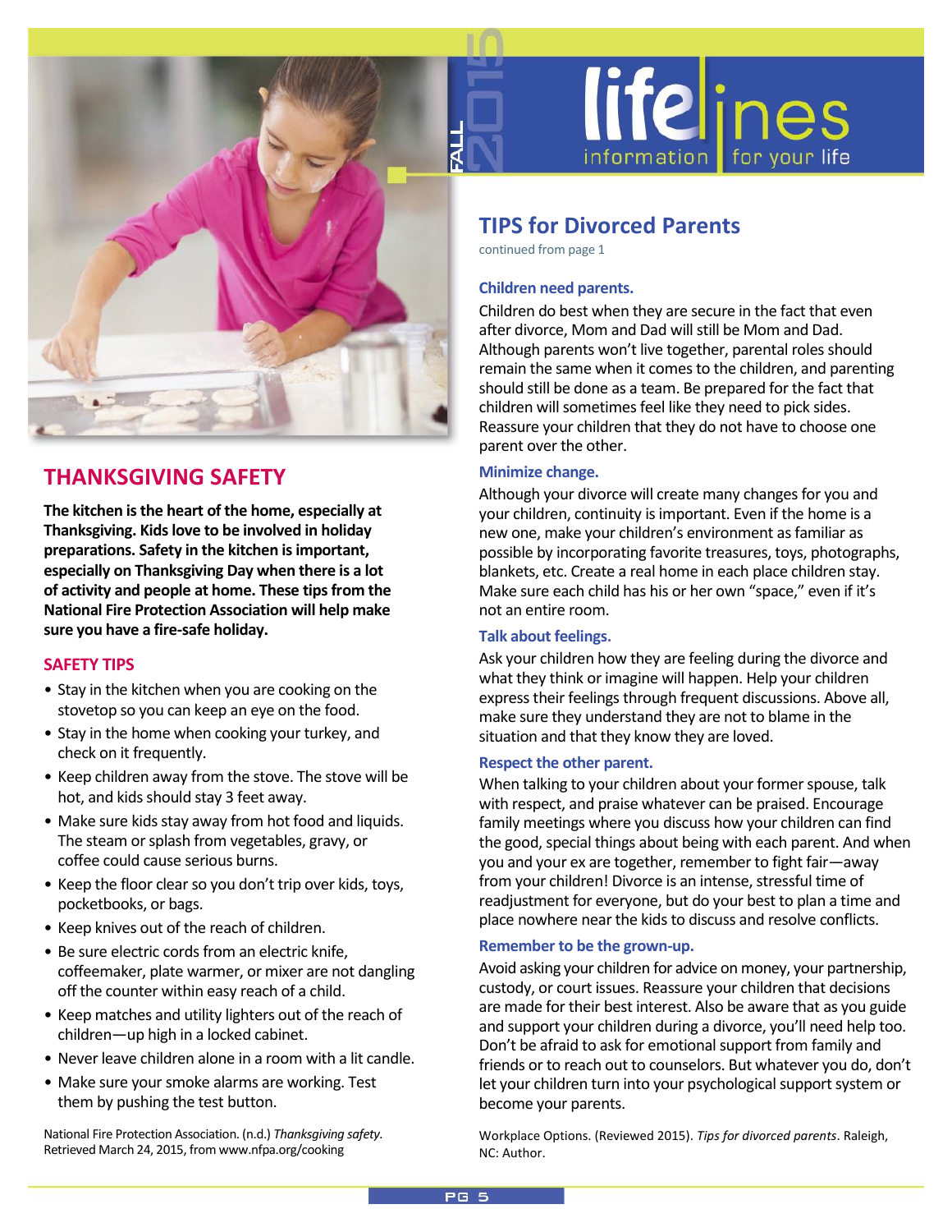## THANKSGIVING SAFETY

**The kitchen is the heart of the home, especially at Thanksgiving. Kids love to be involved in holiday preparations. Safety in the kitchen is important, especially on Thanksgiving Day when there is a lot of activity and people at home. These tips from the National Fire Protection Association will help make sure you have a fire-safe holiday.**

### SAFETY TIPS

- Stay in the kitchen when you are cooking on the stovetop so you can keep an eye on the food.
- Stay in the home when cooking your turkey, and check on it frequently.
- Keep children away from the stove. The stove will be hot, and kids should stay 3 feet away.
- Make sure kids stay away from hot food and liquids. The steam or splash from vegetables, gravy, or coffee could cause serious burns.
- Keep the floor clear so you don't trip over kids, toys, pocketbooks, or bags.
- Keep knives out of the reach of children.
- Be sure electric cords from an electric knife, coffeemaker, plate warmer, or mixer are not dangling off the counter within easy reach of a child.
- Keep matches and utility lighters out of the reach of children—up high in a locked cabinet.
- Never leave children alone in a room with a lit candle.
- Make sure your smoke alarms are working. Test them by pushing the test button.

National Fire Protection Association. (n.d.) *Thanksgiving safety.* Retrieved March 24, 2015, from www.nfpa.org/cooking

## TIPS for Divorced Parents

continued from page 1

### Children need parents.

Children do best when they are secure in the fact that even after divorce, Mom and Dad will still be Mom and Dad. Although parents won't live together, parental roles should remain the same when it comes to the children, and parenting should still be done as a team. Be prepared for the fact that children will sometimes feel like they need to pick sides. Reassure your children that they do not have to choose one parent over the other.

### Minimize change.

Although your divorce will create many changes for you and your children, continuity is important. Even if the home is a new one, make your children's environment as familiar as possible by incorporating favorite treasures, toys, photographs, blankets, etc. Create a real home in each place children stay. Make sure each child has his or her own "space," even if it's not an entire room.

### Talk about feelings.

Ask your children how they are feeling during the divorce and what they think or imagine will happen. Help your children express their feelings through frequent discussions. Above all, make sure they understand they are not to blame in the situation and that they know they are loved.

### Respect the other parent.

When talking to your children about your former spouse, talk with respect, and praise whatever can be praised. Encourage family meetings where you discuss how your children can find the good, special things about being with each parent. And when you and your ex are together, remember to fight fair—away from your children! Divorce is an intense, stressful time of readjustment for everyone, but do your best to plan a time and place nowhere near the kids to discuss and resolve conflicts.

### Remember to be the grown-up.

Avoid asking your children for advice on money, your partnership, custody, or court issues. Reassure your children that decisions are made for their best interest. Also be aware that as you guide and support your children during a divorce, you'll need help too. Don't be afraid to ask for emotional support from family and friends or to reach out to counselors. But whatever you do, don't let your children turn into your psychological support system or become your parents.

Workplace Options. (Reviewed 2015). *Tips for divorced parents*. Raleigh, NC: Author.